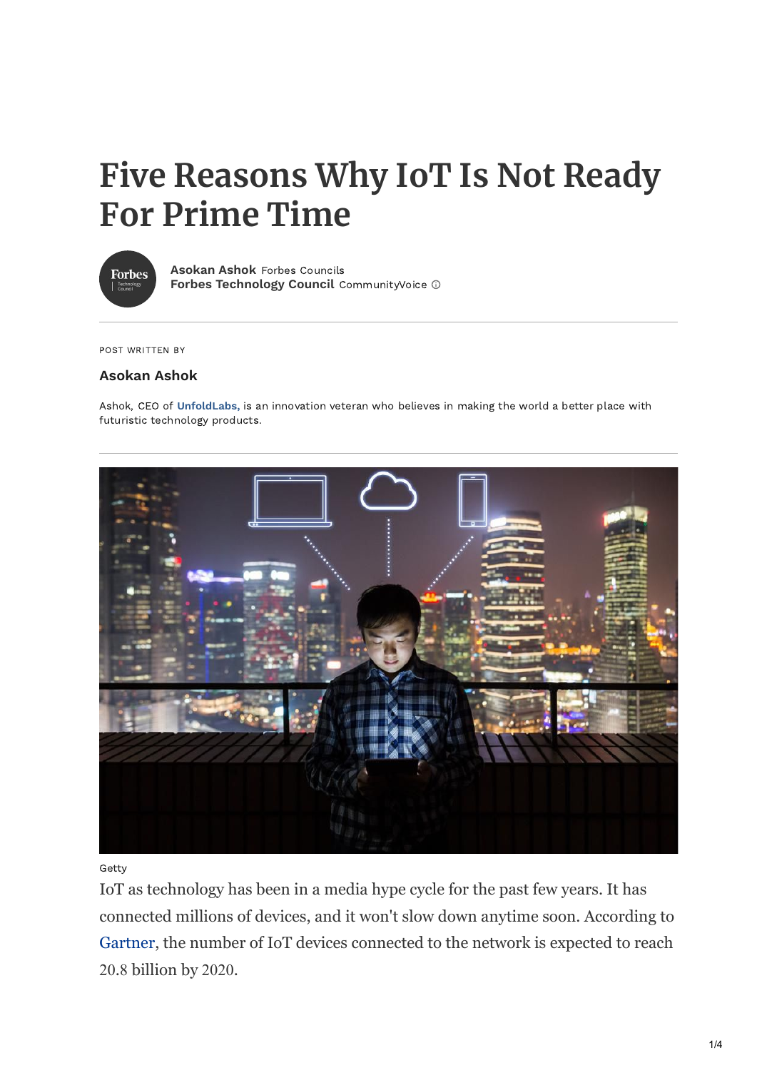# Five Reasons Why IoT Is Not Ready For Prime Time

**Asokan Ashok** Forbes Councils
**Forbes Technology Council** CommunityVoice

POST WRITTEN BY

**Asokan Ashok**

Ashok, CEO of **UnfoldLabs**, is an innovation veteran who believes in making the world a better place with futuristic technology products.

Getty

IoT as technology has been in a media hype cycle for the past few years. It has connected millions of devices, and it won't slow down anytime soon. According to Gartner, the number of IoT devices connected to the network is expected to reach 20.8 billion by 2020.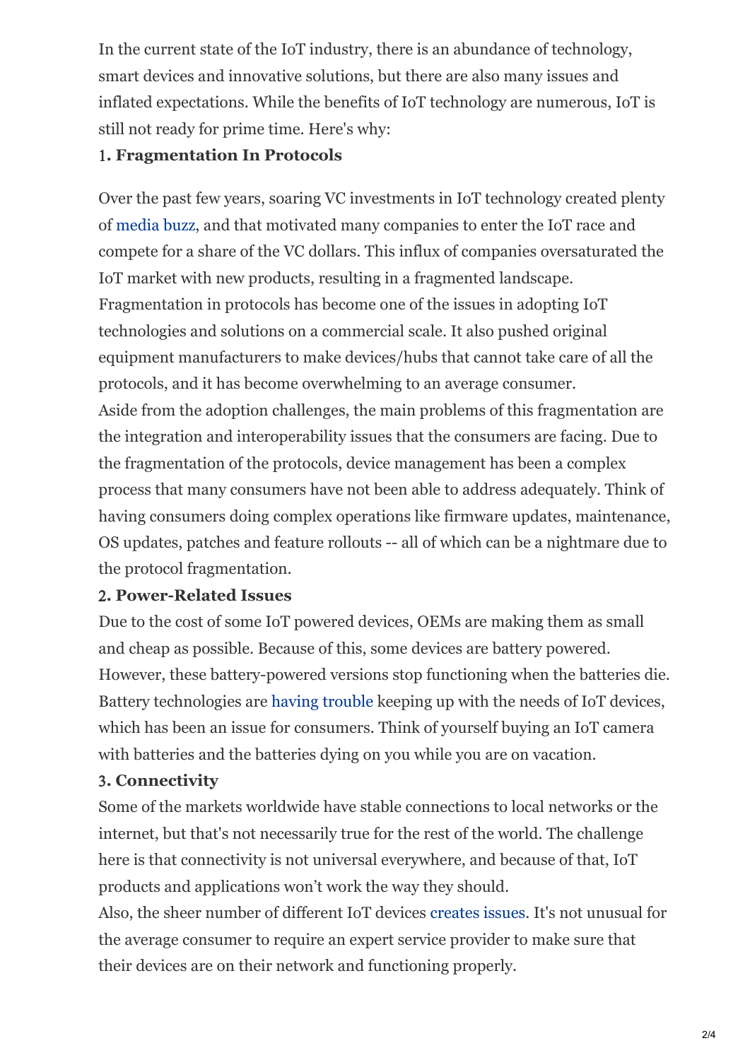In the current state of the IoT industry, there is an abundance of technology, smart devices and innovative solutions, but there are also many issues and inflated expectations. While the benefits of IoT technology are numerous, IoT is still not ready for prime time. Here's why:

### 1. Fragmentation In Protocols

Over the past few years, soaring VC investments in IoT technology created plenty of media buzz, and that motivated many companies to enter the IoT race and compete for a share of the VC dollars. This influx of companies oversaturated the IoT market with new products, resulting in a fragmented landscape.

Fragmentation in protocols has become one of the issues in adopting IoT technologies and solutions on a commercial scale. It also pushed original equipment manufacturers to make devices/hubs that cannot take care of all the protocols, and it has become overwhelming to an average consumer.

Aside from the adoption challenges, the main problems of this fragmentation are the integration and interoperability issues that the consumers are facing. Due to the fragmentation of the protocols, device management has been a complex process that many consumers have not been able to address adequately. Think of having consumers doing complex operations like firmware updates, maintenance, OS updates, patches and feature rollouts -- all of which can be a nightmare due to the protocol fragmentation.

### 2. Power-Related Issues

Due to the cost of some IoT powered devices, OEMs are making them as small and cheap as possible. Because of this, some devices are battery powered. However, these battery-powered versions stop functioning when the batteries die. Battery technologies are having trouble keeping up with the needs of IoT devices, which has been an issue for consumers. Think of yourself buying an IoT camera with batteries and the batteries dying on you while you are on vacation.

### 3. Connectivity

Some of the markets worldwide have stable connections to local networks or the internet, but that's not necessarily true for the rest of the world. The challenge here is that connectivity is not universal everywhere, and because of that, IoT products and applications won't work the way they should.

Also, the sheer number of different IoT devices creates issues. It's not unusual for the average consumer to require an expert service provider to make sure that their devices are on their network and functioning properly.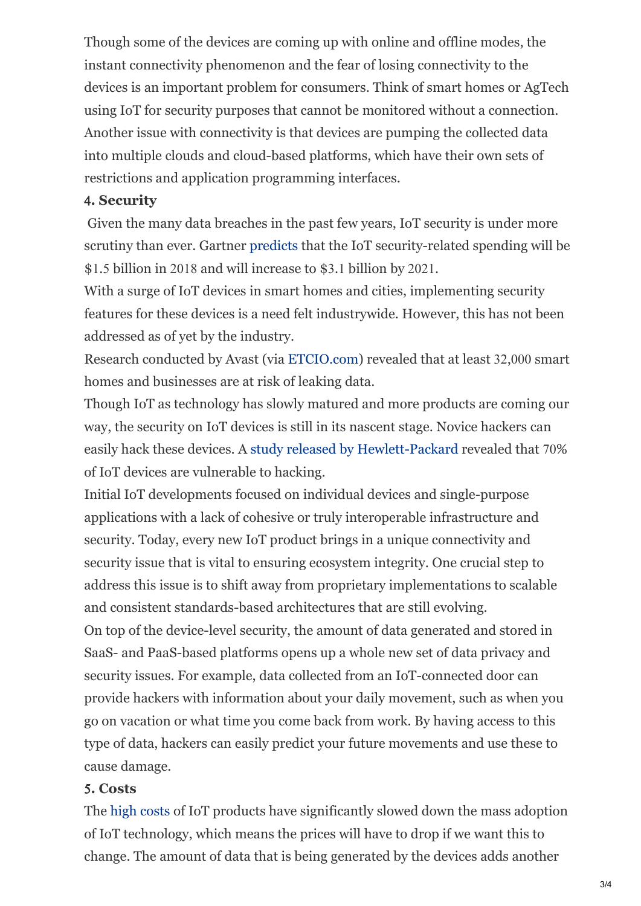Though some of the devices are coming up with online and offline modes, the instant connectivity phenomenon and the fear of losing connectivity to the devices is an important problem for consumers. Think of smart homes or AgTech using IoT for security purposes that cannot be monitored without a connection. Another issue with connectivity is that devices are pumping the collected data into multiple clouds and cloud-based platforms, which have their own sets of restrictions and application programming interfaces.

#### 4. Security

Given the many data breaches in the past few years, IoT security is under more scrutiny than ever. Gartner predicts that the IoT security-related spending will be $1.5 billion in 2018 and will increase to $3.1 billion by 2021.

With a surge of IoT devices in smart homes and cities, implementing security features for these devices is a need felt industrywide. However, this has not been addressed as of yet by the industry.

Research conducted by Avast (via ETCIO.com) revealed that at least 32,000 smart homes and businesses are at risk of leaking data.

Though IoT as technology has slowly matured and more products are coming our way, the security on IoT devices is still in its nascent stage. Novice hackers can easily hack these devices. A study released by Hewlett-Packard revealed that 70% of IoT devices are vulnerable to hacking.

Initial IoT developments focused on individual devices and single-purpose applications with a lack of cohesive or truly interoperable infrastructure and security. Today, every new IoT product brings in a unique connectivity and security issue that is vital to ensuring ecosystem integrity. One crucial step to address this issue is to shift away from proprietary implementations to scalable and consistent standards-based architectures that are still evolving.

On top of the device-level security, the amount of data generated and stored in SaaS- and PaaS-based platforms opens up a whole new set of data privacy and security issues. For example, data collected from an IoT-connected door can provide hackers with information about your daily movement, such as when you go on vacation or what time you come back from work. By having access to this type of data, hackers can easily predict your future movements and use these to cause damage.

#### 5. Costs

The high costs of IoT products have significantly slowed down the mass adoption of IoT technology, which means the prices will have to drop if we want this to change. The amount of data that is being generated by the devices adds another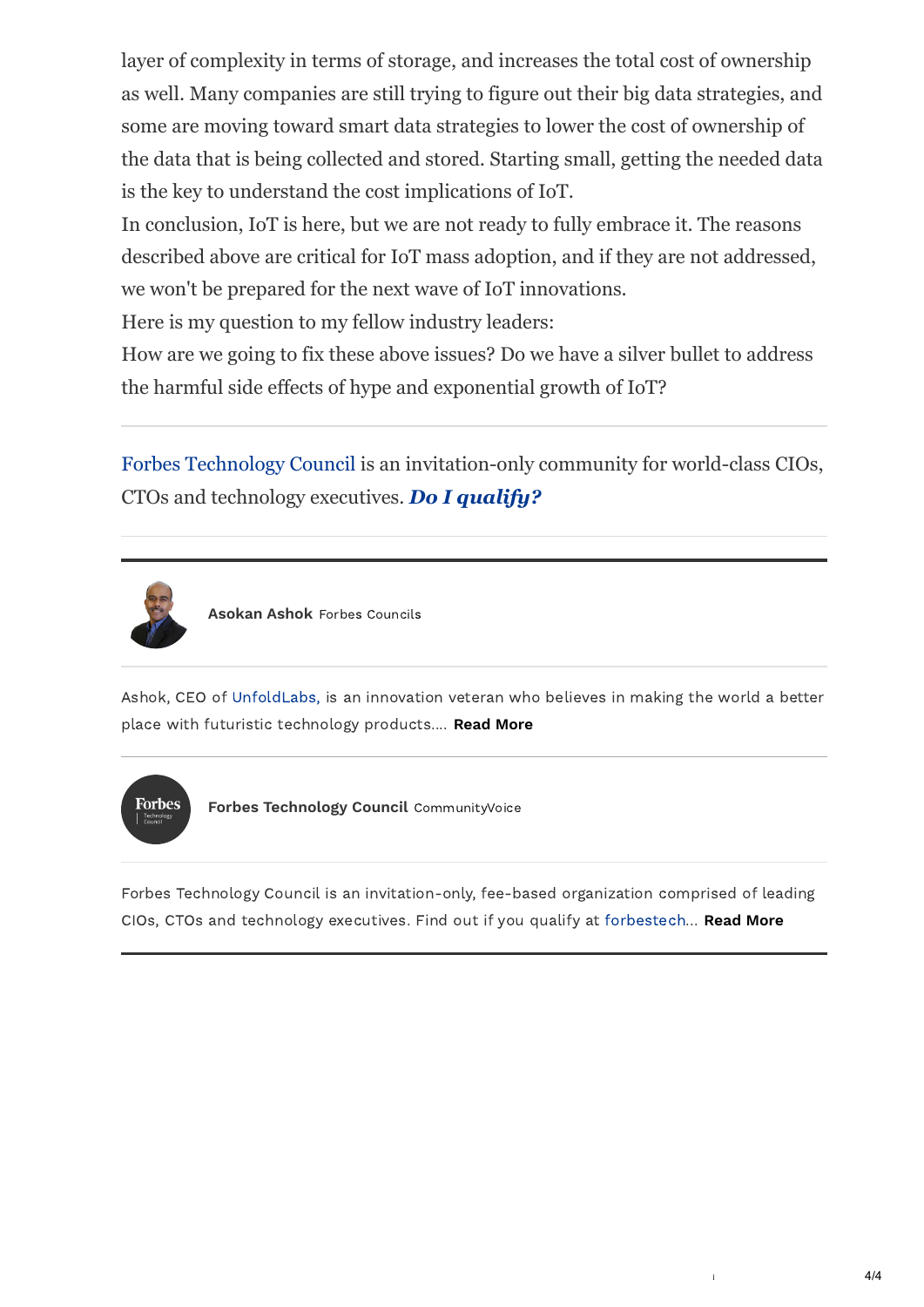layer of complexity in terms of storage, and increases the total cost of ownership as well. Many companies are still trying to figure out their big data strategies, and some are moving toward smart data strategies to lower the cost of ownership of the data that is being collected and stored. Starting small, getting the needed data is the key to understand the cost implications of IoT.

In conclusion, IoT is here, but we are not ready to fully embrace it. The reasons described above are critical for IoT mass adoption, and if they are not addressed, we won't be prepared for the next wave of IoT innovations.

Here is my question to my fellow industry leaders:

How are we going to fix these above issues? Do we have a silver bullet to address the harmful side effects of hype and exponential growth of IoT?

---

Forbes Technology Council is an invitation-only community for world-class CIOs, CTOs and technology executives. ***Do I qualify?***

---

**Asokan Ashok** Forbes Councils

Ashok, CEO of UnfoldLabs, is an innovation veteran who believes in making the world a better place with futuristic technology products.... **Read More**

**Forbes Technology Council** CommunityVoice

Forbes Technology Council is an invitation-only, fee-based organization comprised of leading CIOs, CTOs and technology executives. Find out if you qualify at forbestech... **Read More**